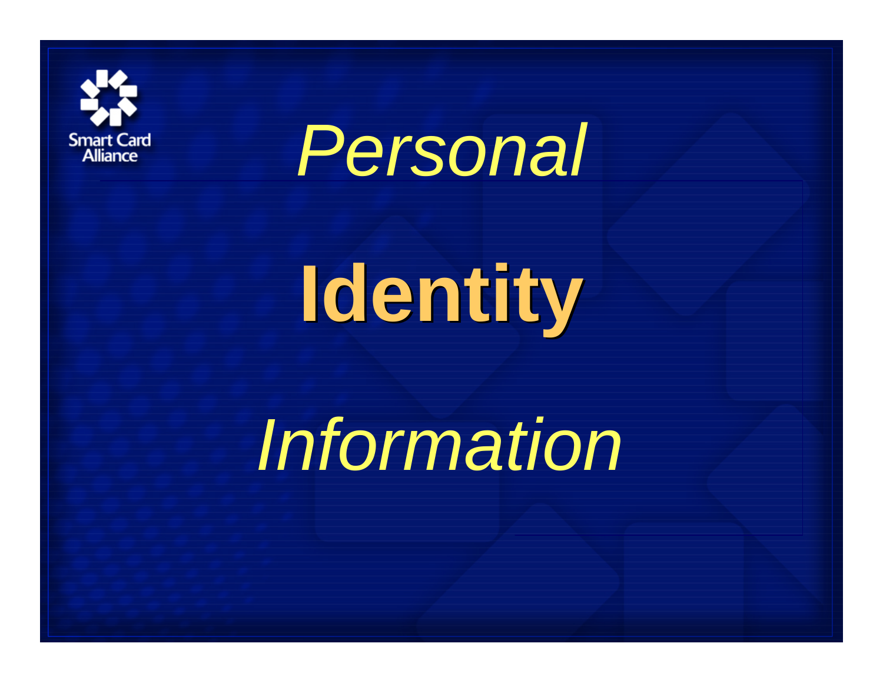Smart Card Alliance

*Personal*

**Identity**

*Information*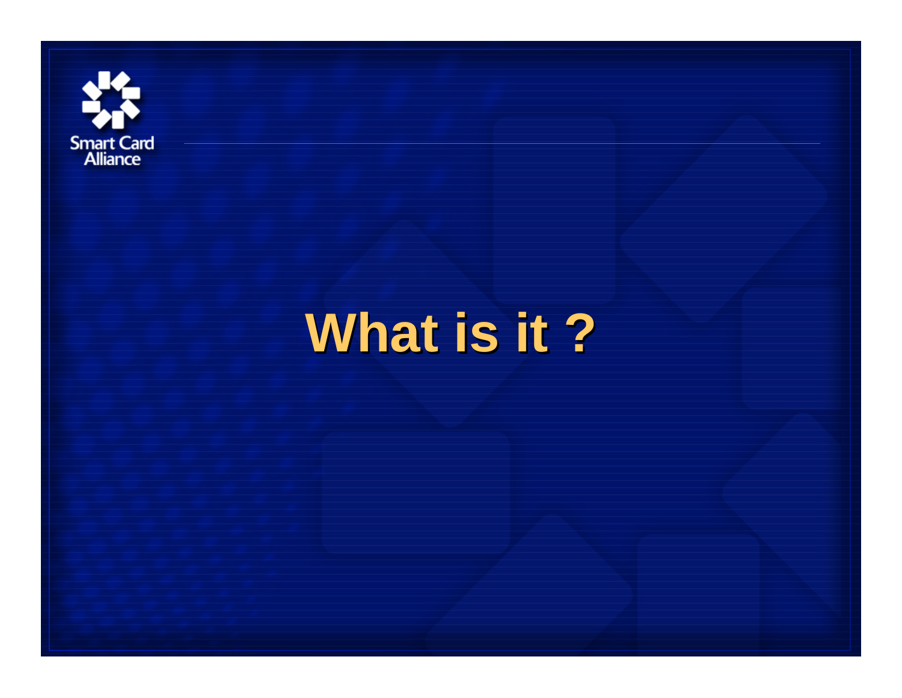# What is it ?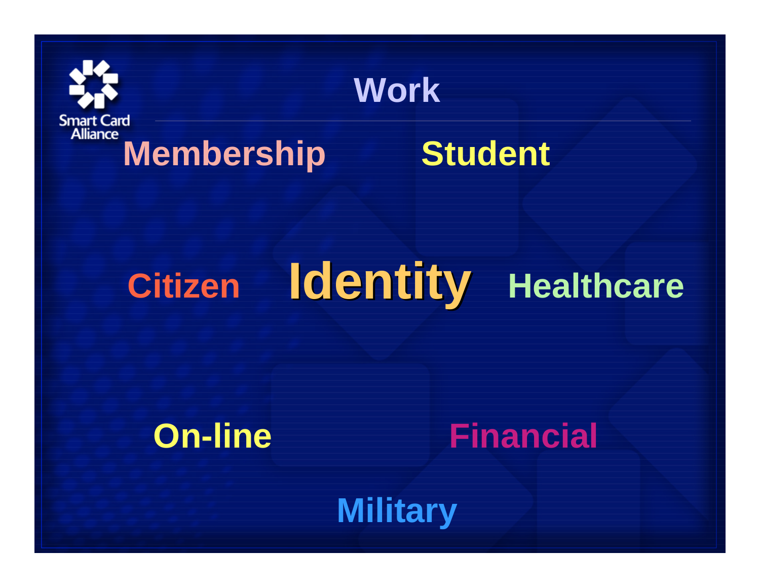Smart Card Alliance

# Work

Membership

Student

Citizen

**Identity**

Healthcare

On-line

Financial

Military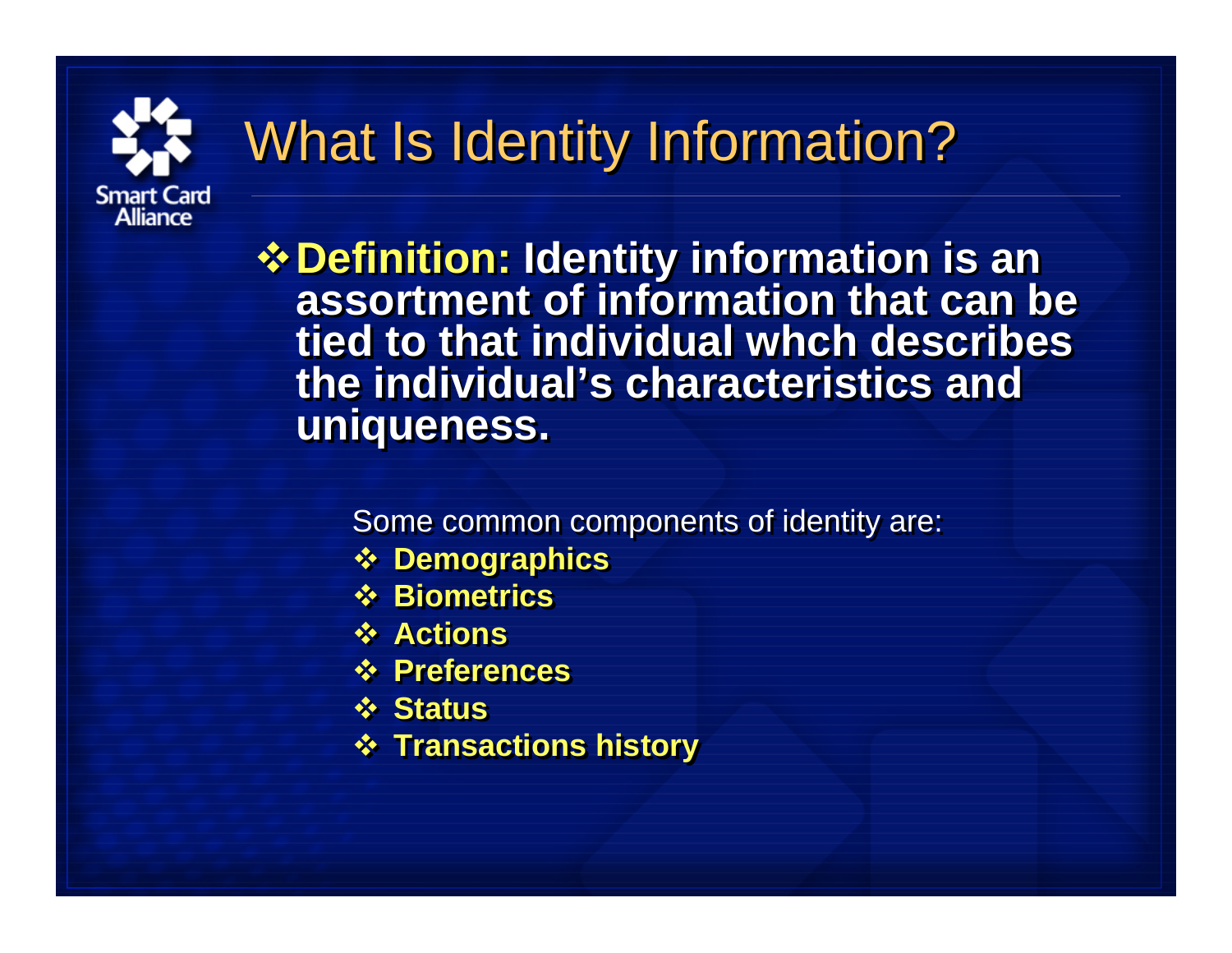# What Is Identity Information?

- **Definition: Identity information is an assortment of information that can be tied to that individual whch describes the individual's characteristics and uniqueness.**

Some common components of identity are:

- **Demographics**
- **Biometrics**
- **Actions**
- **Preferences**
- **Status**
- **Transactions history**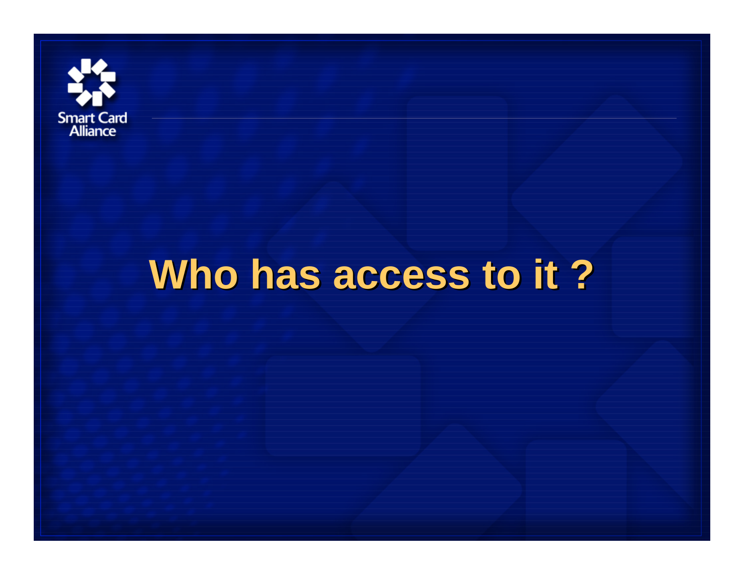# Who has access to it ?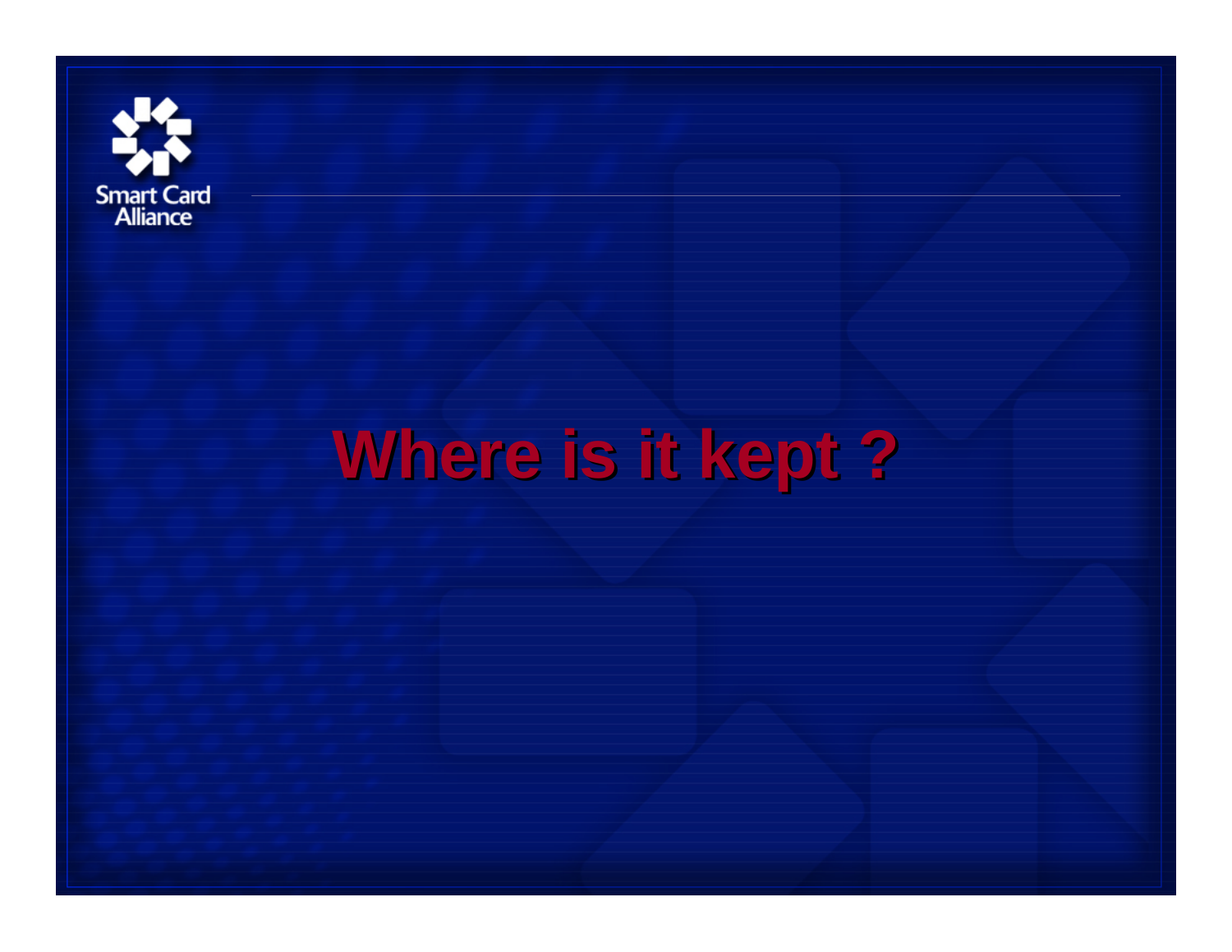# Where is it kept ?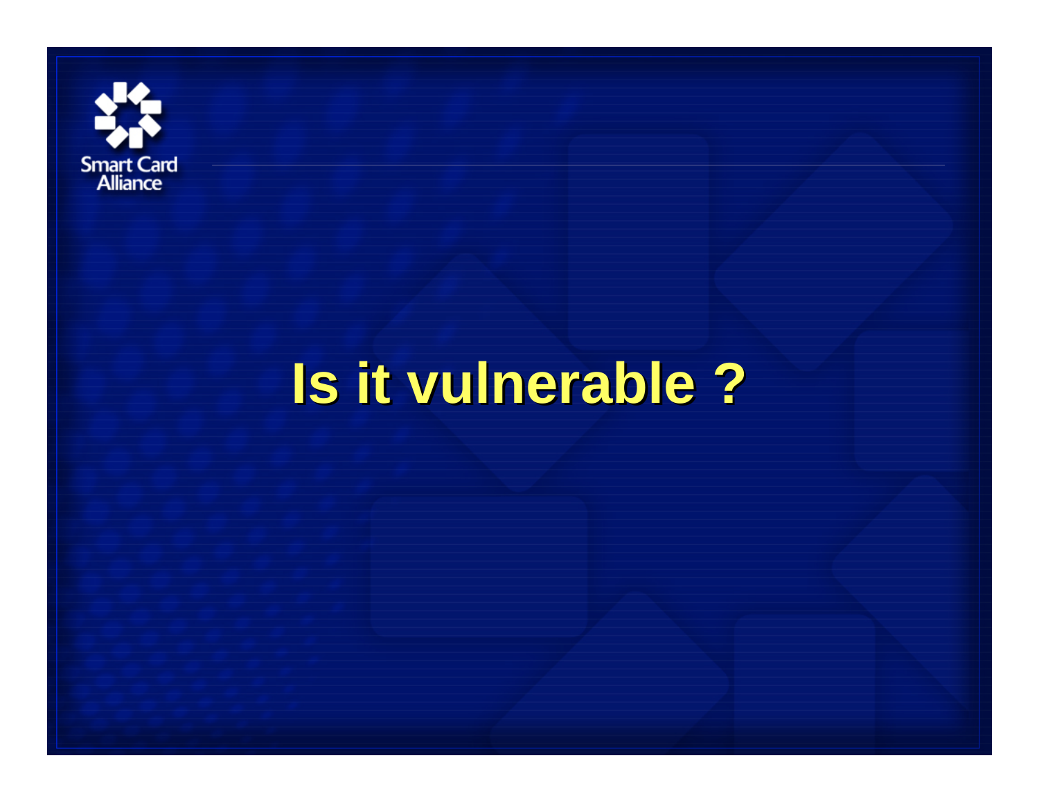# Is it vulnerable ?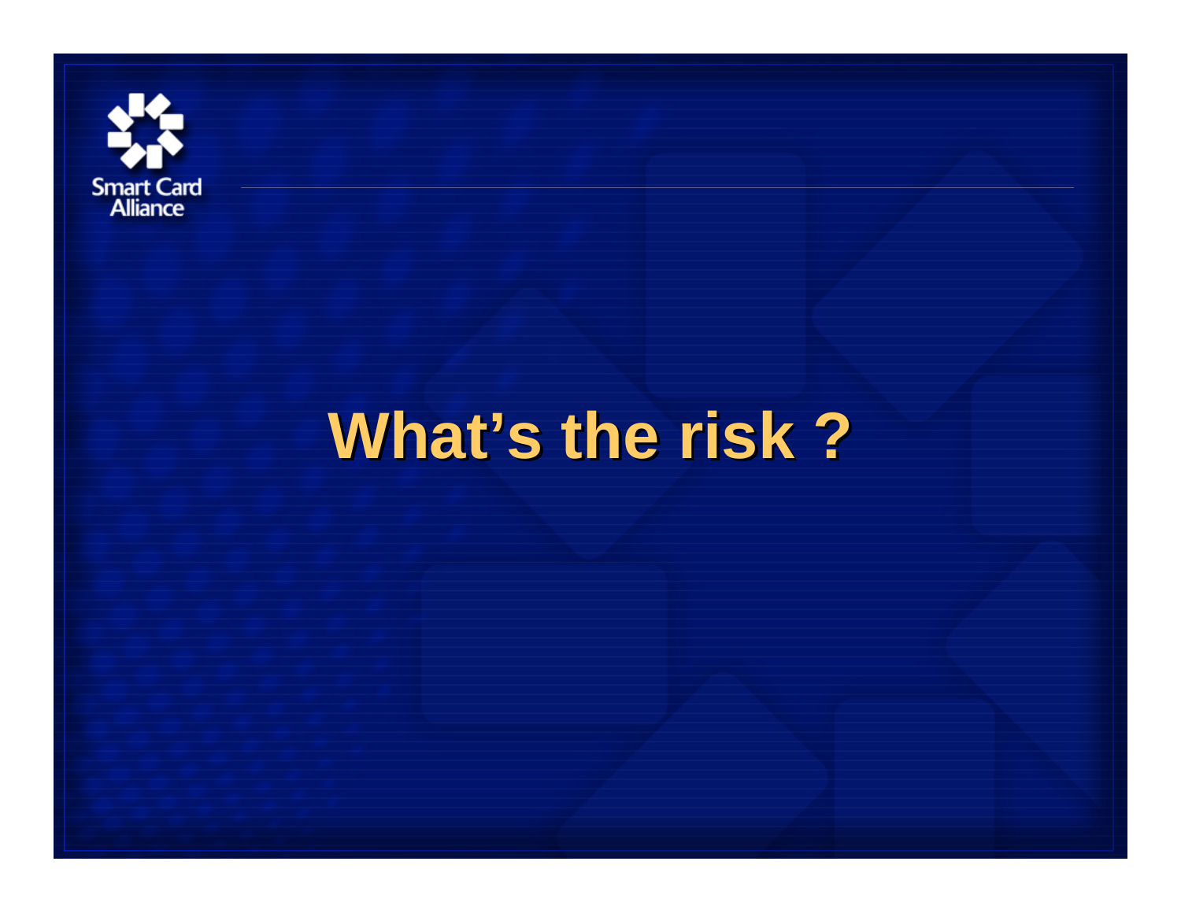# What's the risk ?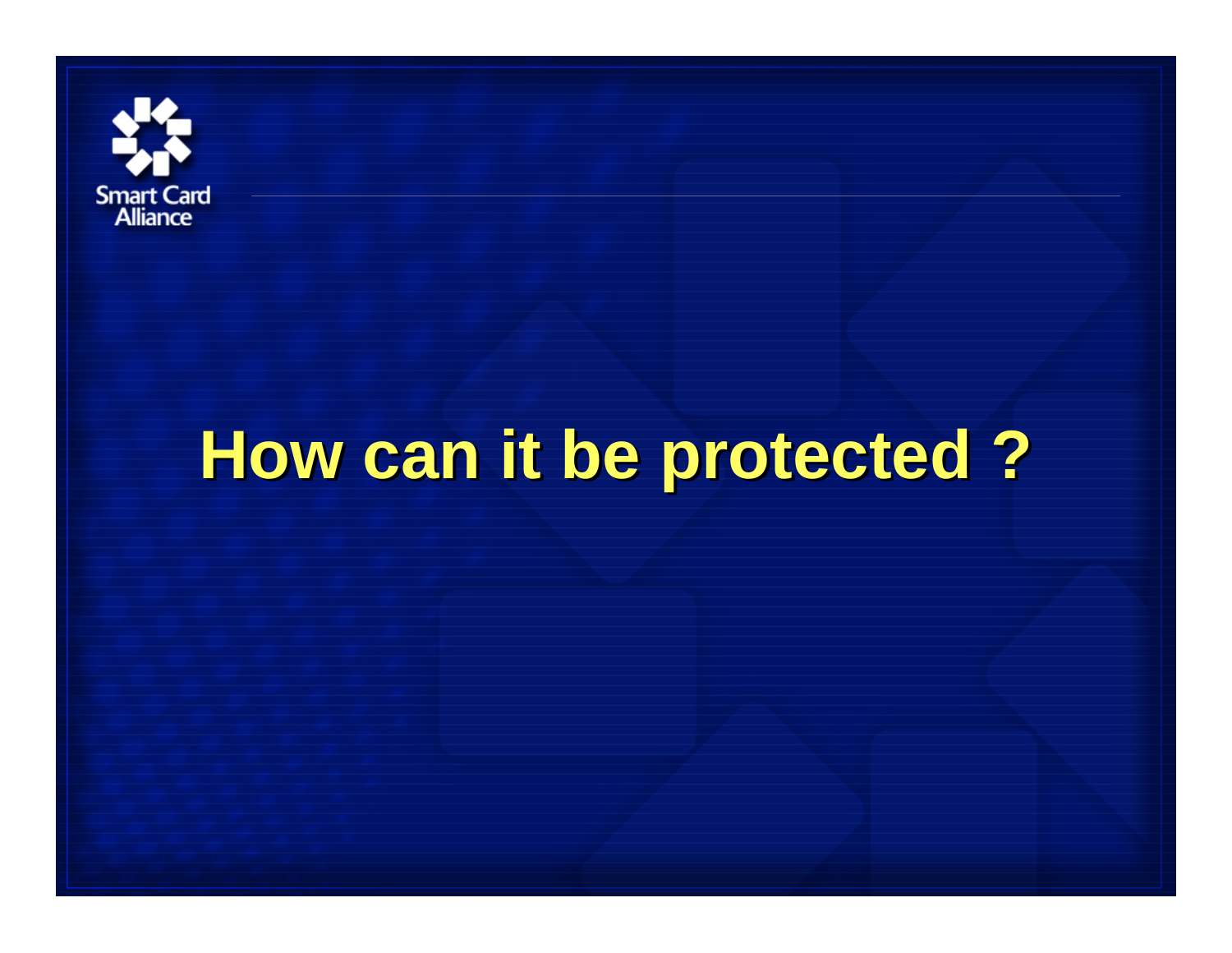# How can it be protected ?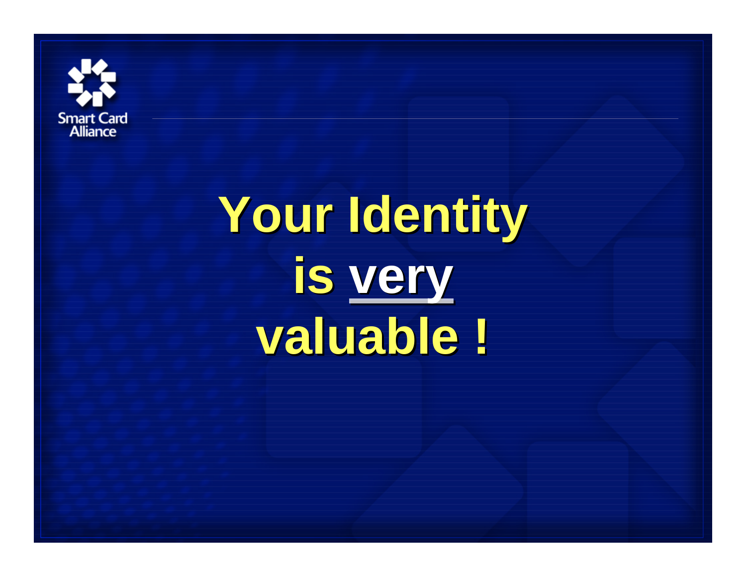Smart Card Alliance

# Your Identity is <u>very</u> valuable !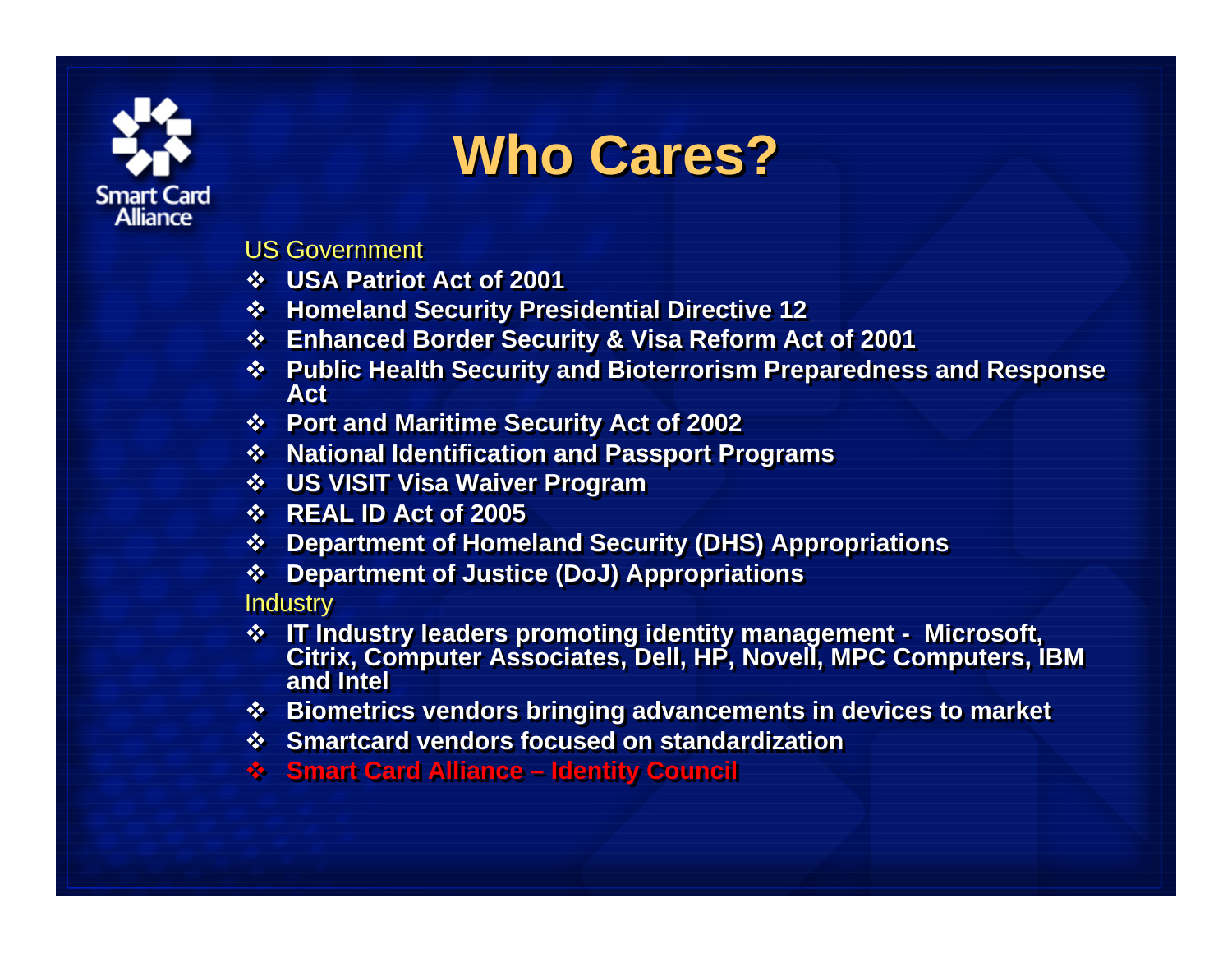# Who Cares?

US Government

- USA Patriot Act of 2001
- Homeland Security Presidential Directive 12
- Enhanced Border Security & Visa Reform Act of 2001
- Public Health Security and Bioterrorism Preparedness and Response Act
- Port and Maritime Security Act of 2002
- National Identification and Passport Programs
- US VISIT Visa Waiver Program
- REAL ID Act of 2005
- Department of Homeland Security (DHS) Appropriations
- Department of Justice (DoJ) Appropriations

Industry

- IT Industry leaders promoting identity management - Microsoft, Citrix, Computer Associates, Dell, HP, Novell, MPC Computers, IBM and Intel
- Biometrics vendors bringing advancements in devices to market
- Smartcard vendors focused on standardization
- Smart Card Alliance – Identity Council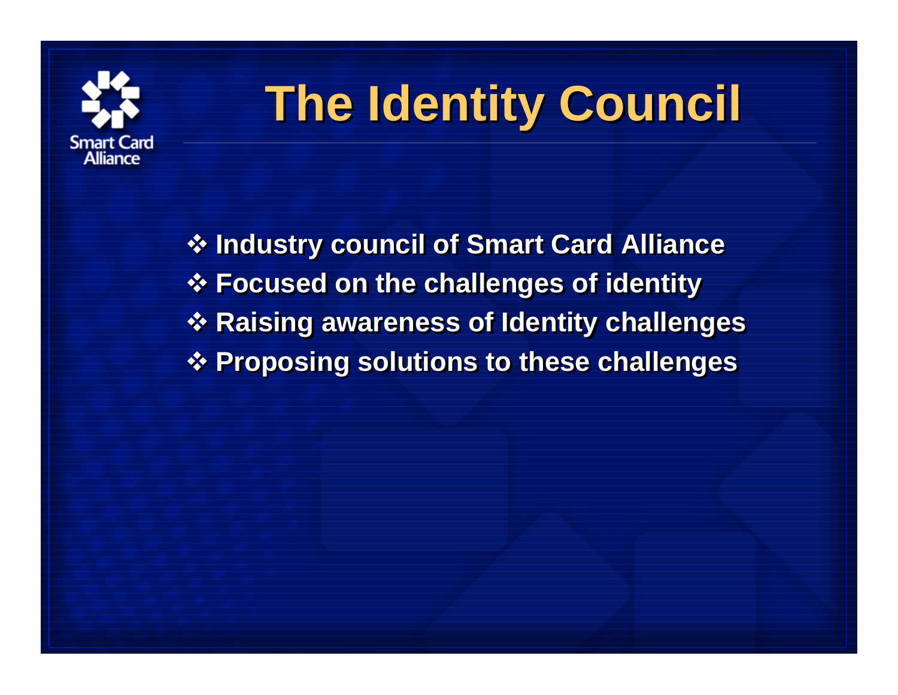# The Identity Council

- Industry council of Smart Card Alliance
- Focused on the challenges of identity
- Raising awareness of Identity challenges
- Proposing solutions to these challenges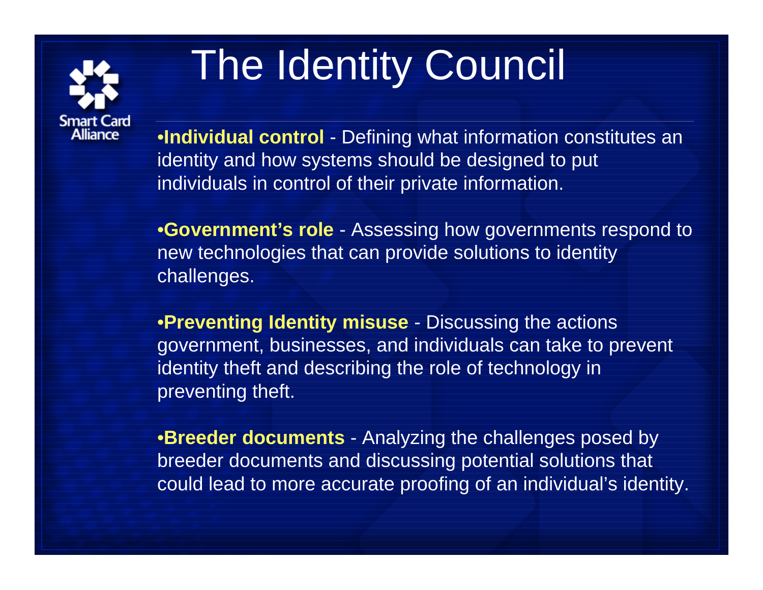# The Identity Council

- **Individual control** - Defining what information constitutes an identity and how systems should be designed to put individuals in control of their private information.

- **Government's role** - Assessing how governments respond to new technologies that can provide solutions to identity challenges.

- **Preventing Identity misuse** - Discussing the actions government, businesses, and individuals can take to prevent identity theft and describing the role of technology in preventing theft.

- **Breeder documents** - Analyzing the challenges posed by breeder documents and discussing potential solutions that could lead to more accurate proofing of an individual's identity.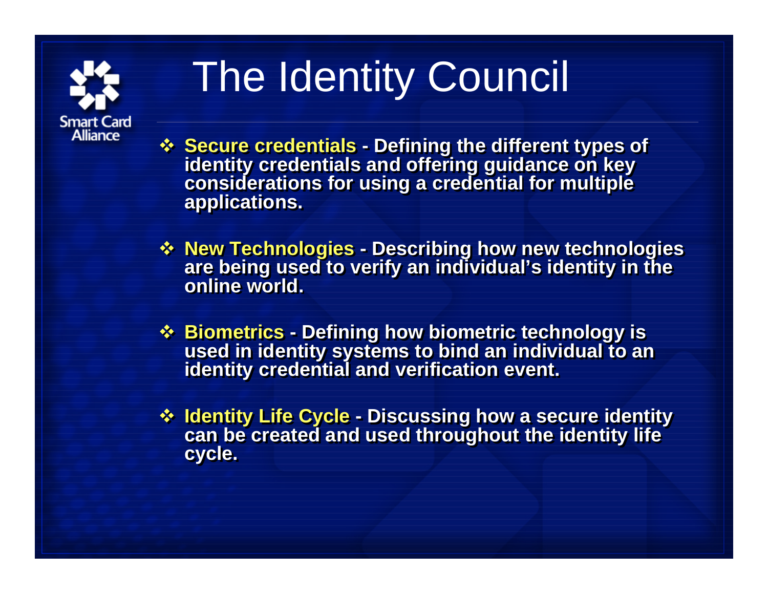# The Identity Council

- **Secure credentials** - Defining the different types of identity credentials and offering guidance on key considerations for using a credential for multiple applications.

- **New Technologies** - Describing how new technologies are being used to verify an individual's identity in the online world.

- **Biometrics** - Defining how biometric technology is used in identity systems to bind an individual to an identity credential and verification event.

- **Identity Life Cycle** - Discussing how a secure identity can be created and used throughout the identity life cycle.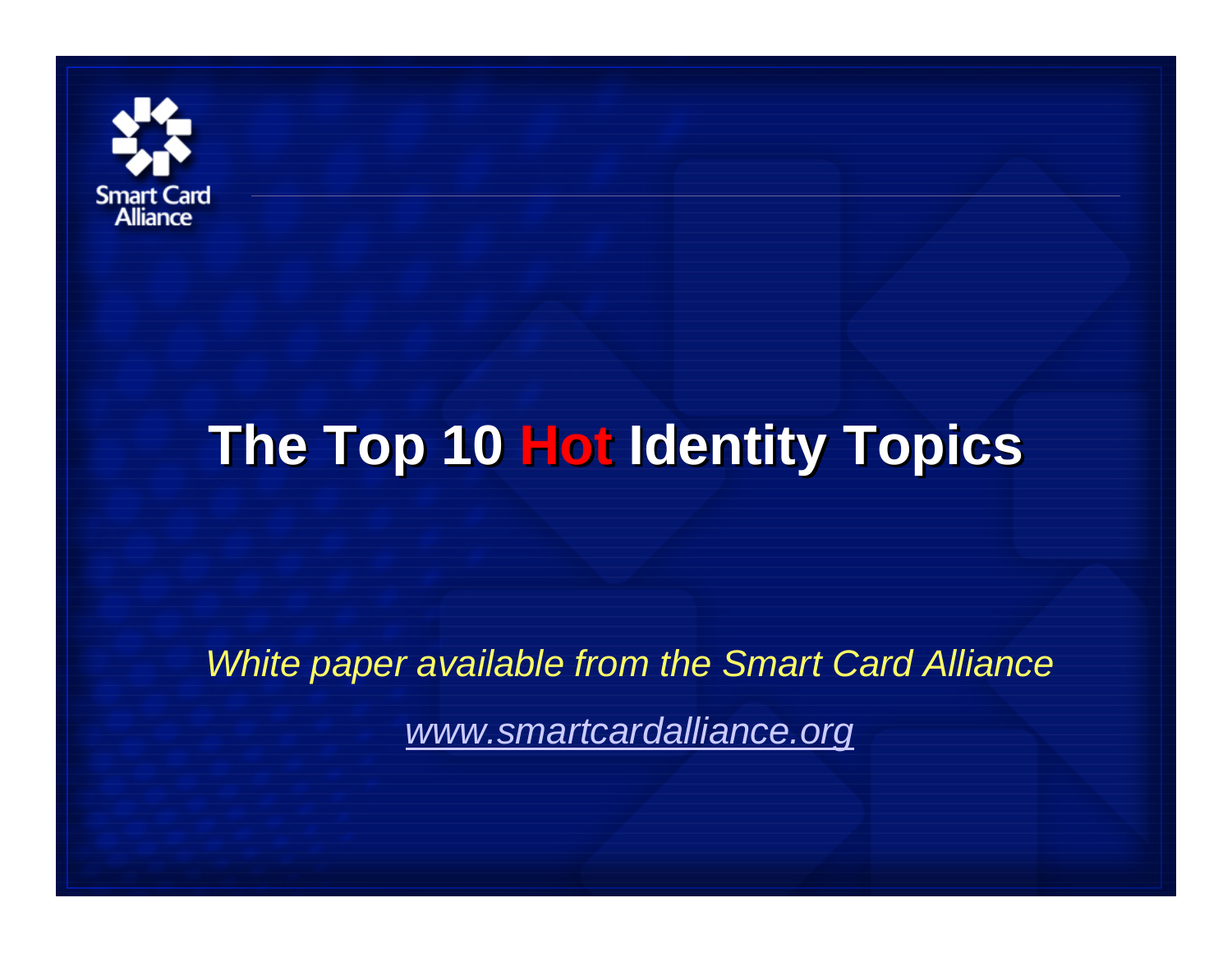Smart Card Alliance

# The Top 10 Hot Identity Topics

*White paper available from the Smart Card Alliance*

*www.smartcardalliance.org*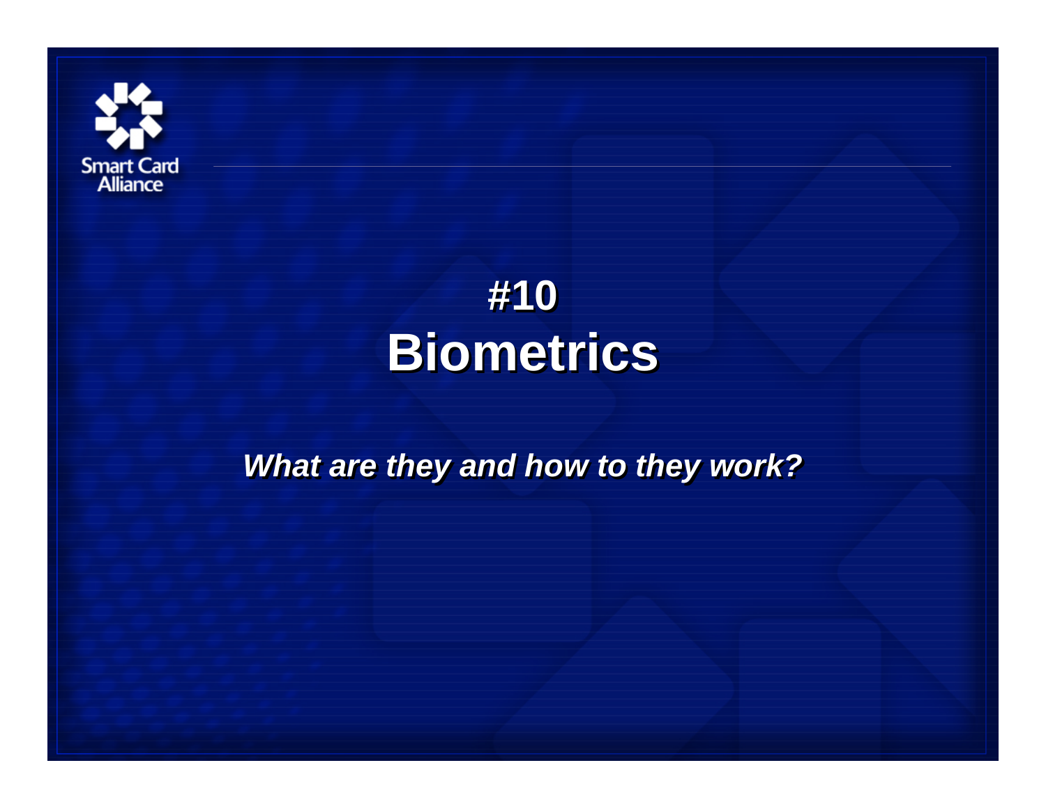# #10
# Biometrics

***What are they and how to they work?***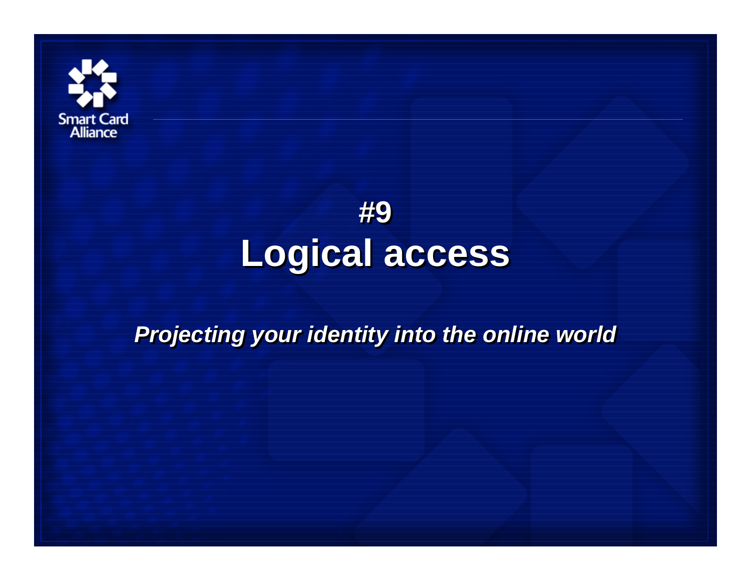# #9
# Logical access

***Projecting your identity into the online world***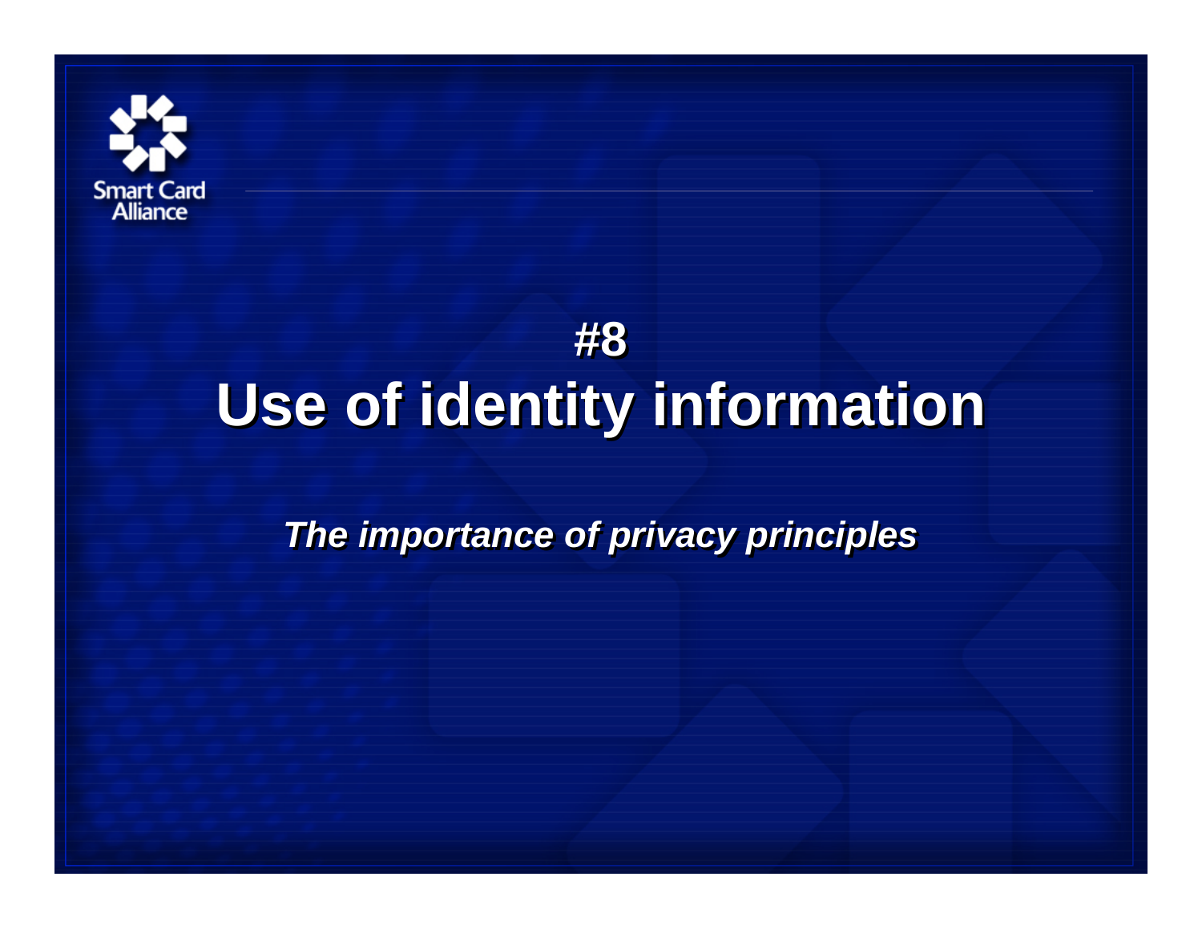# #8
# Use of identity information

*The importance of privacy principles*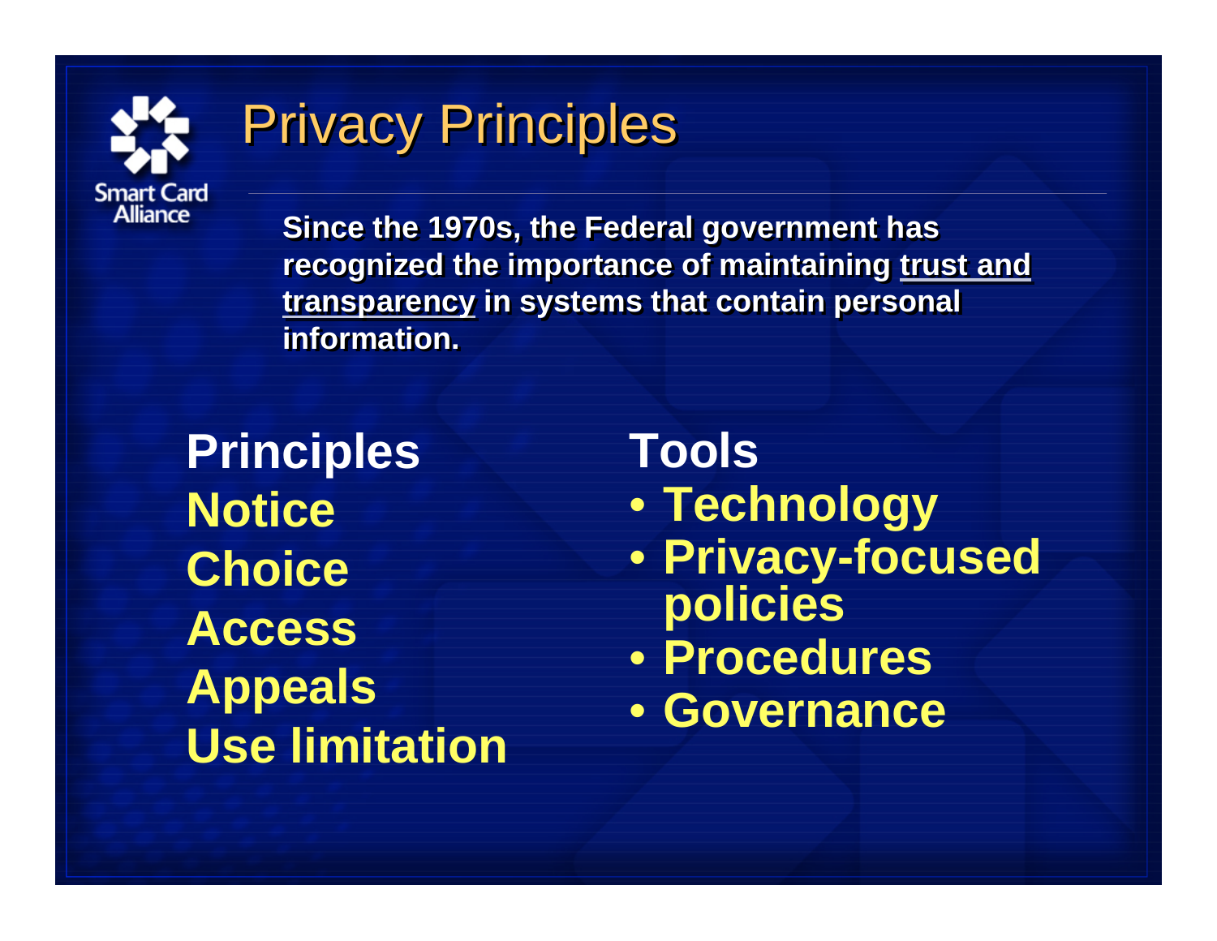# Privacy Principles

**Since the 1970s, the Federal government has recognized the importance of maintaining trust and transparency in systems that contain personal information.**

**Principles**

**Notice**

**Choice**

**Access**

**Appeals**

**Use limitation**

**Tools**

- **Technology**
- **Privacy-focused policies**
- **Procedures**
- **Governance**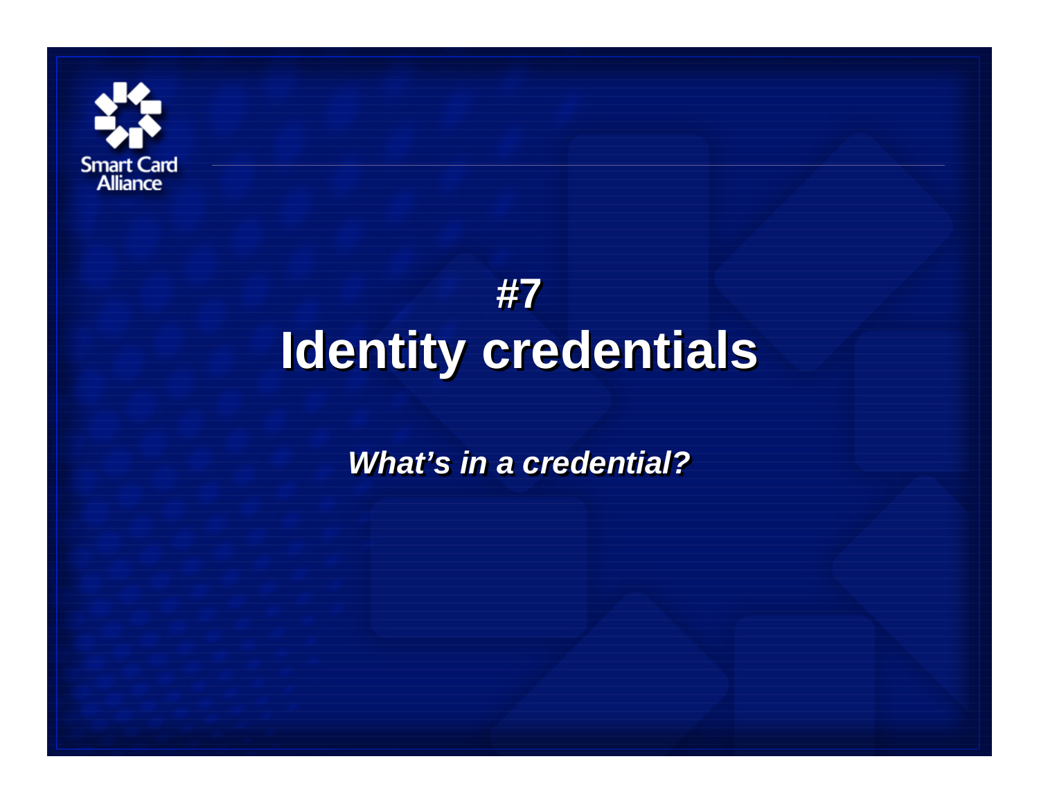# #7
# Identity credentials

***What's in a credential?***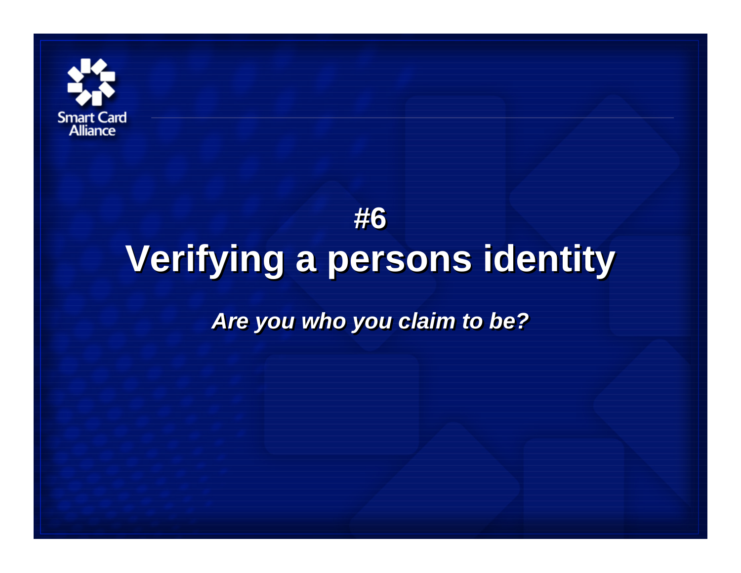Smart Card Alliance

# #6

# Verifying a persons identity

***Are you who you claim to be?***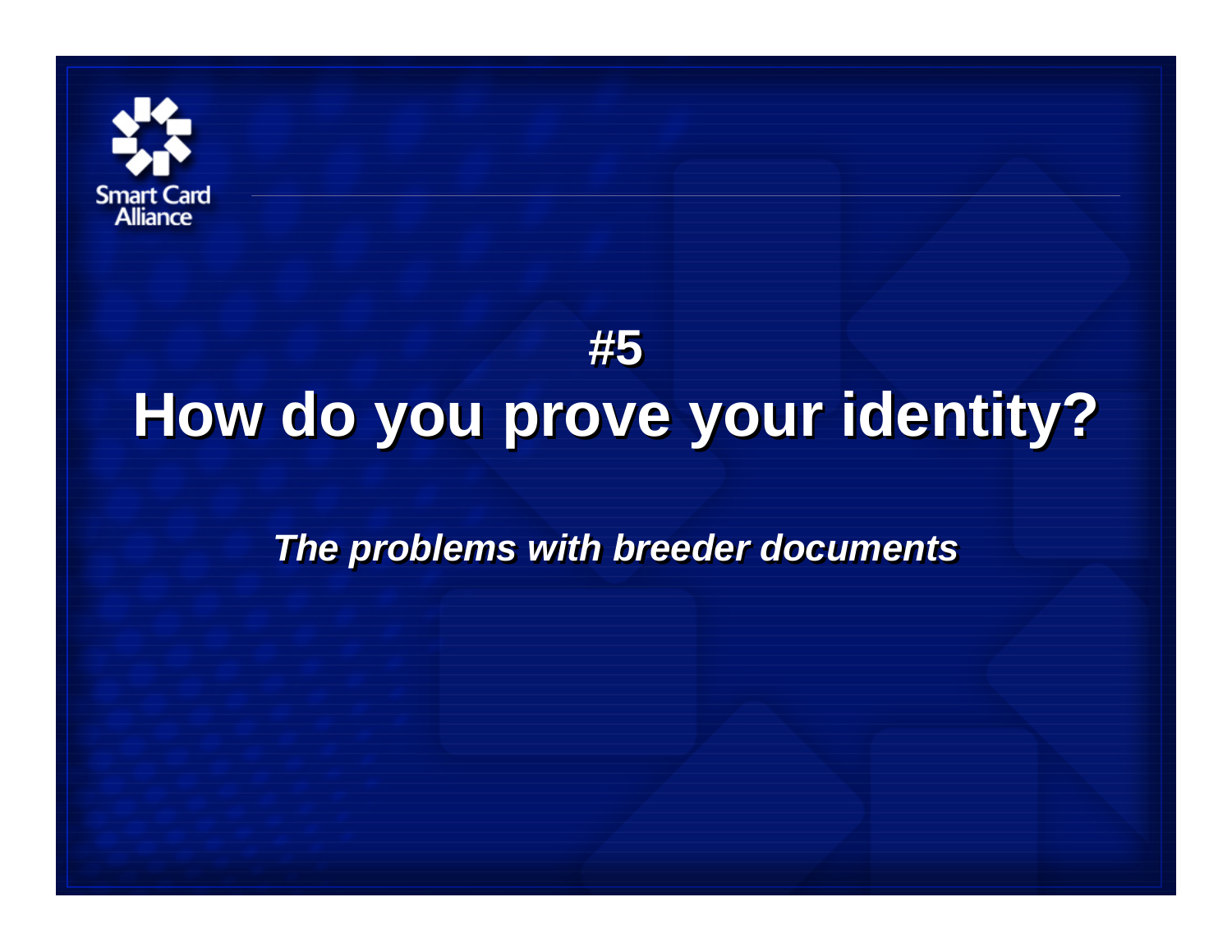Smart Card Alliance

#5

# How do you prove your identity?

***The problems with breeder documents***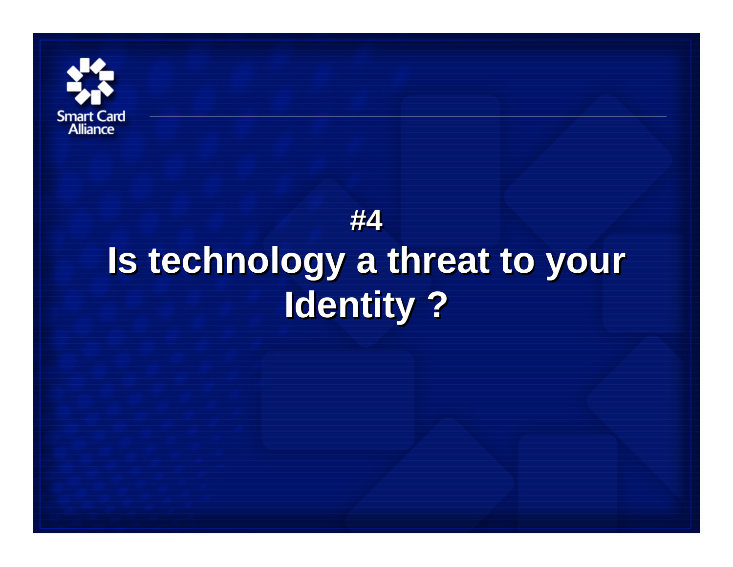# #4

# Is technology a threat to your Identity ?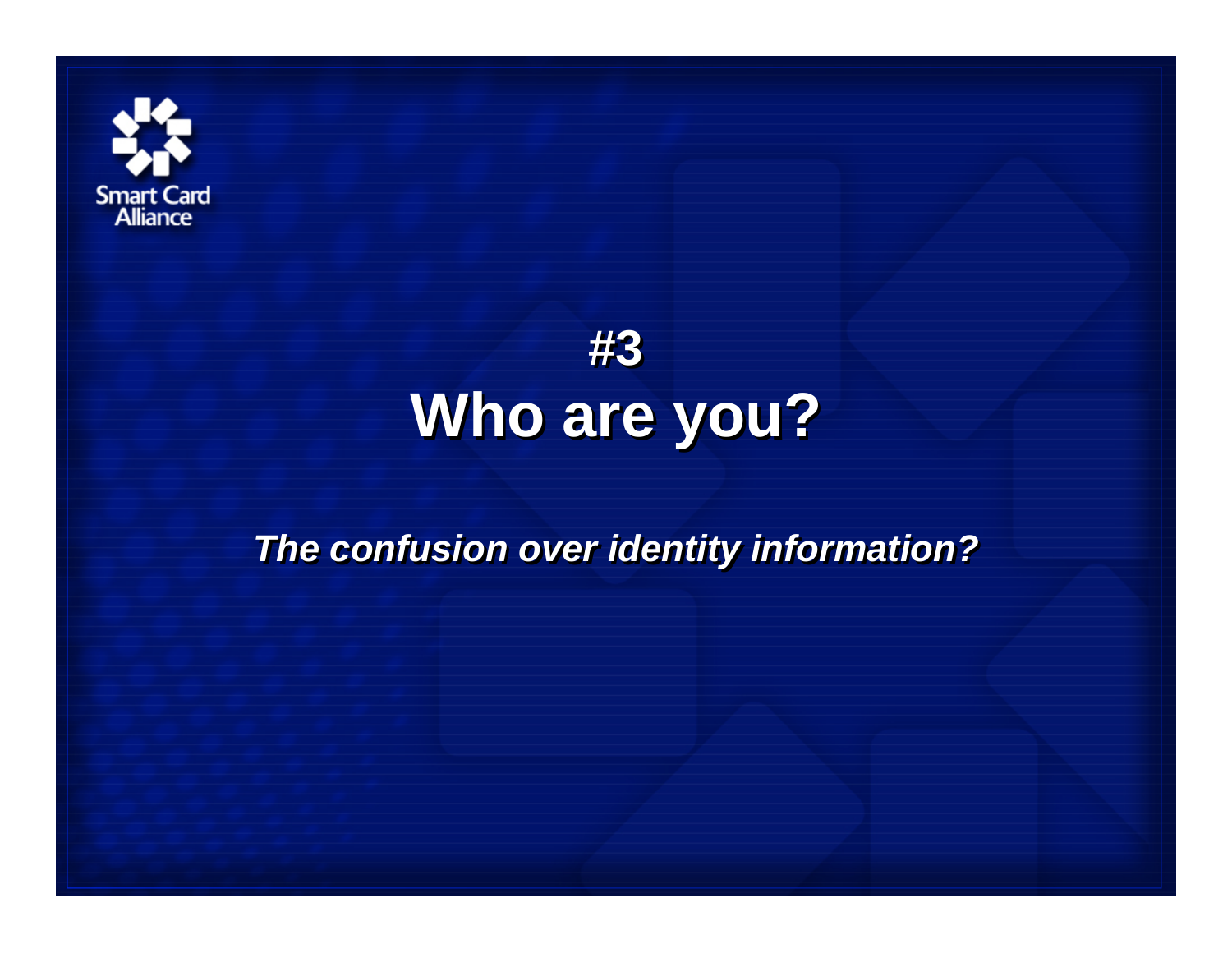# #3
# Who are you?

***The confusion over identity information?***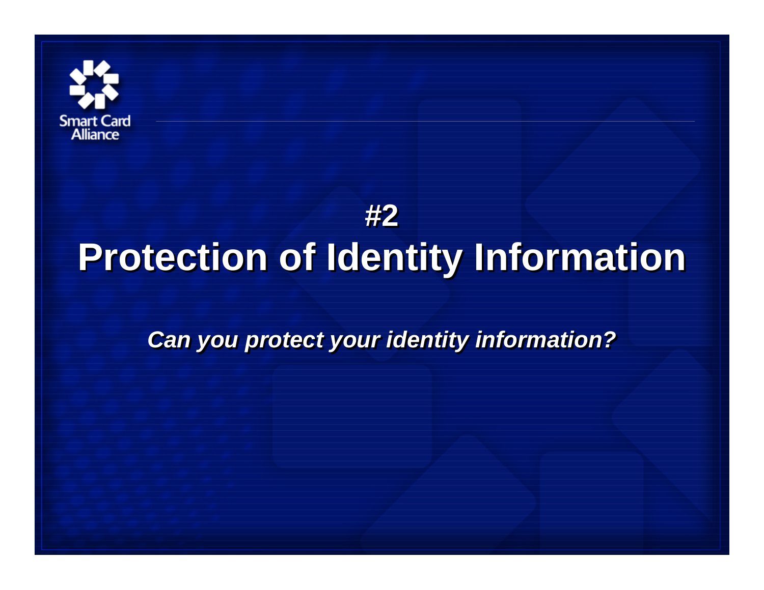## #2

# Protection of Identity Information

***Can you protect your identity information?***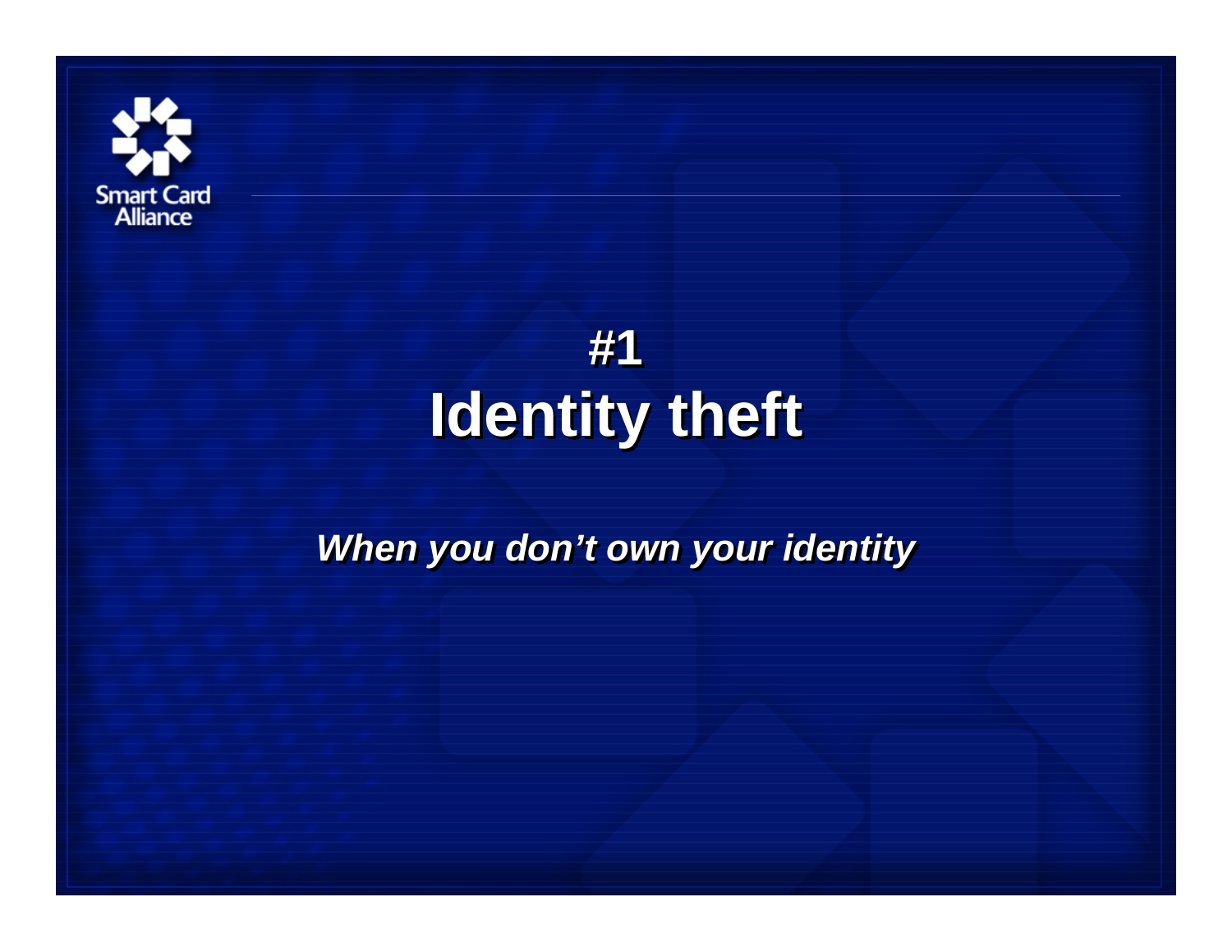Smart Card Alliance

# #1
# Identity theft

***When you don’t own your identity***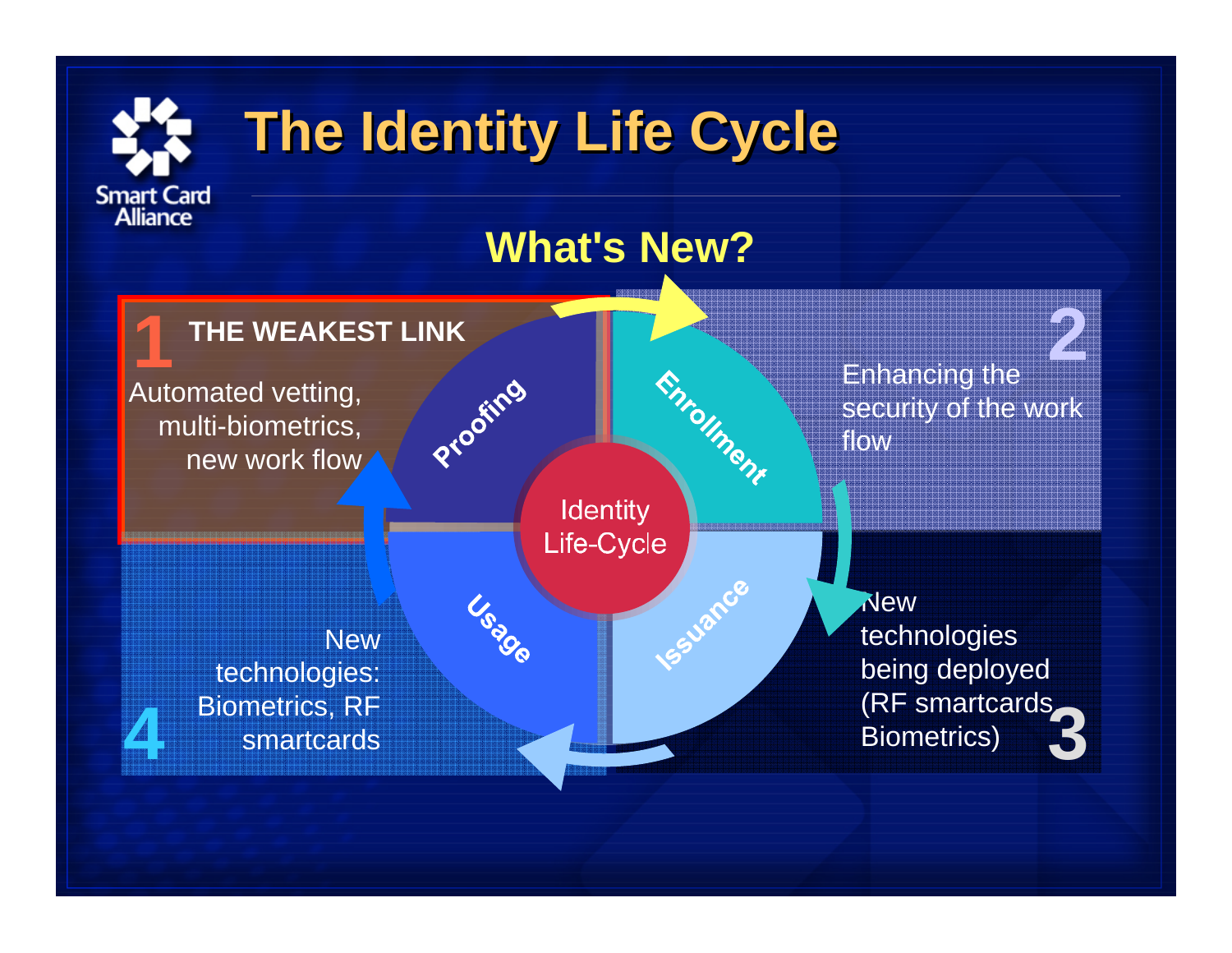# The Identity Life Cycle

## What's New?

**1 THE WEAKEST LINK**

Automated vetting, multi-biometrics, new work flow

**2**

Enhancing the security of the work flow

**3**

New technologies being deployed (RF smartcards Biometrics)

**4**

New technologies: Biometrics, RF smartcards

Proofing

Enrollment

Issuance

Usage

Identity Life-Cycle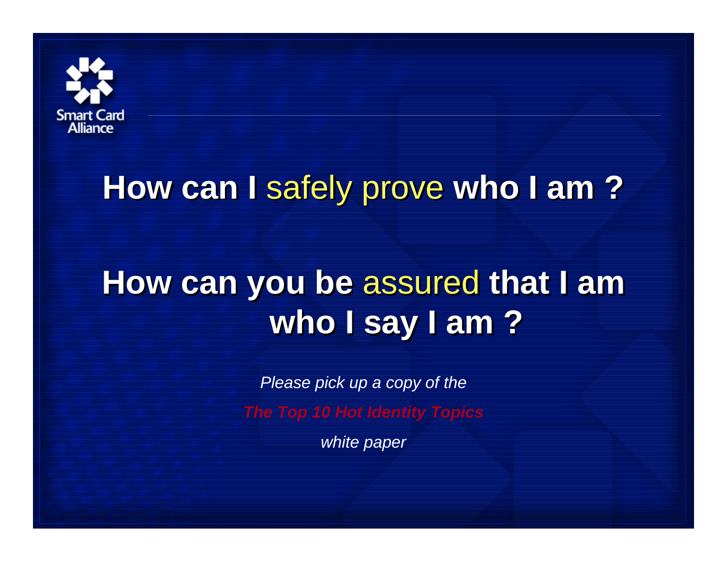# How can I safely prove who I am ?

# How can you be assured that I am who I say I am ?

*Please pick up a copy of the*

***The Top 10 Hot Identity Topics***

*white paper*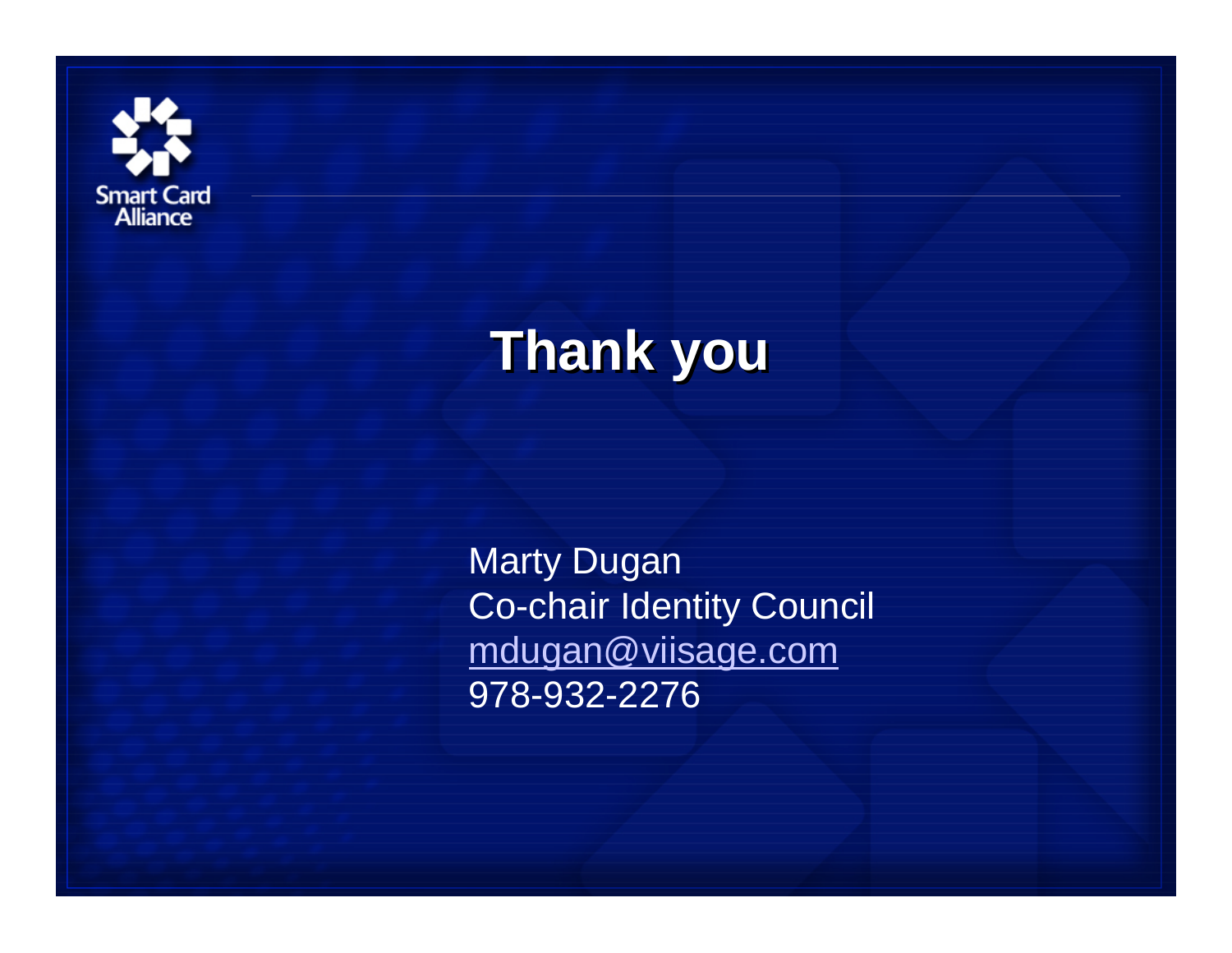Smart Card Alliance

# Thank you

Marty Dugan
Co-chair Identity Council
mdugan@viisage.com
978-932-2276